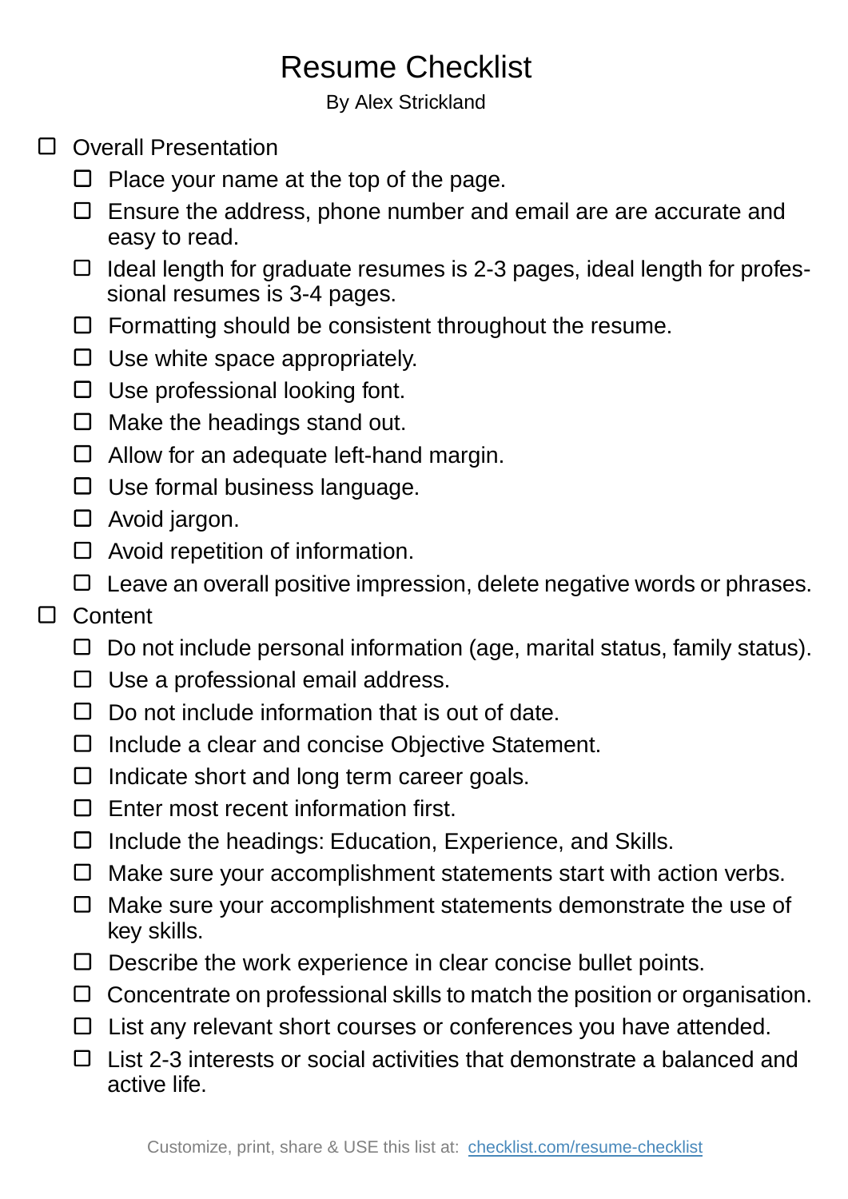# Resume Checklist

By Alex Strickland

- [ ] Overall Presentation
  - [ ] Place your name at the top of the page.
  - [ ] Ensure the address, phone number and email are are accurate and easy to read.
  - [ ] Ideal length for graduate resumes is 2-3 pages, ideal length for professional resumes is 3-4 pages.
  - [ ] Formatting should be consistent throughout the resume.
  - [ ] Use white space appropriately.
  - [ ] Use professional looking font.
  - [ ] Make the headings stand out.
  - [ ] Allow for an adequate left-hand margin.
  - [ ] Use formal business language.
  - [ ] Avoid jargon.
  - [ ] Avoid repetition of information.
  - [ ] Leave an overall positive impression, delete negative words or phrases.
- [ ] Content
  - [ ] Do not include personal information (age, marital status, family status).
  - [ ] Use a professional email address.
  - [ ] Do not include information that is out of date.
  - [ ] Include a clear and concise Objective Statement.
  - [ ] Indicate short and long term career goals.
  - [ ] Enter most recent information first.
  - [ ] Include the headings: Education, Experience, and Skills.
  - [ ] Make sure your accomplishment statements start with action verbs.
  - [ ] Make sure your accomplishment statements demonstrate the use of key skills.
  - [ ] Describe the work experience in clear concise bullet points.
  - [ ] Concentrate on professional skills to match the position or organisation.
  - [ ] List any relevant short courses or conferences you have attended.
  - [ ] List 2-3 interests or social activities that demonstrate a balanced and active life.

Customize, print, share & USE this list at: [checklist.com/resume-checklist](https://checklist.com/resume-checklist)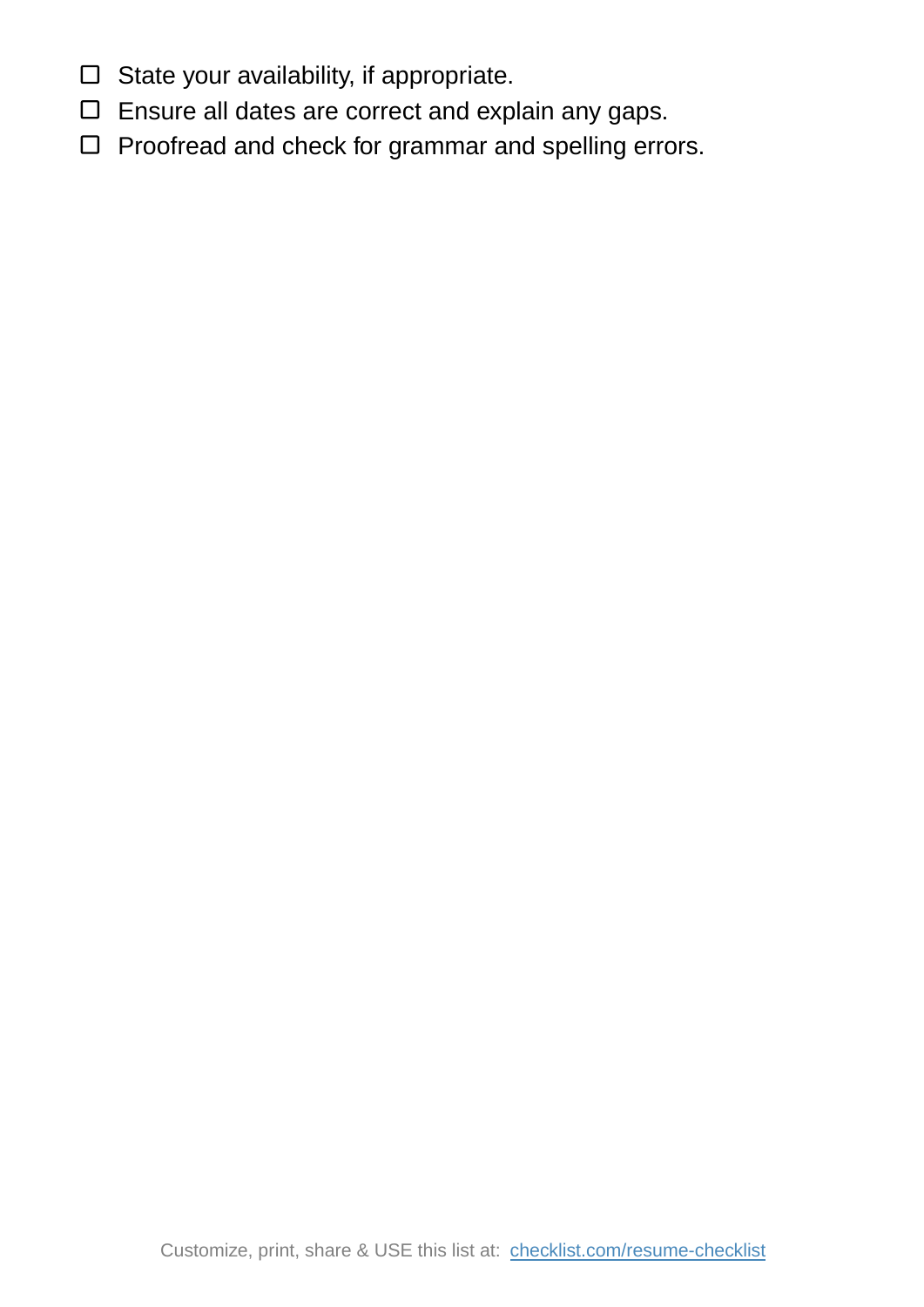- [ ] State your availability, if appropriate.
- [ ] Ensure all dates are correct and explain any gaps.
- [ ] Proofread and check for grammar and spelling errors.

Customize, print, share & USE this list at: [checklist.com/resume-checklist](checklist.com/resume-checklist)